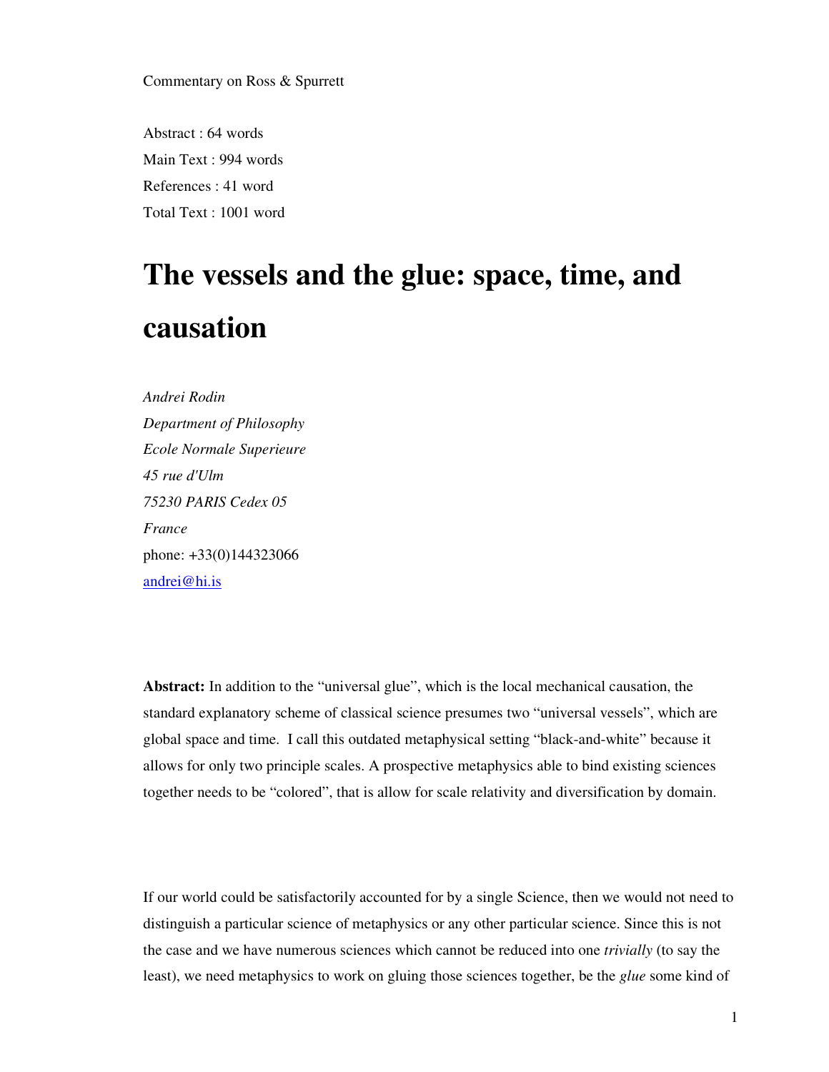Commentary on Ross & Spurrett

Abstract : 64 words

Main Text : 994 words

References : 41 word

Total Text : 1001 word

# The vessels and the glue: space, time, and causation

*Andrei Rodin*
*Department of Philosophy*
*Ecole Normale Superieure*
*45 rue d'Ulm*
*75230 PARIS Cedex 05*
*France*
phone: +33(0)144323066
andrei@hi.is

**Abstract:** In addition to the "universal glue", which is the local mechanical causation, the standard explanatory scheme of classical science presumes two "universal vessels", which are global space and time. I call this outdated metaphysical setting "black-and-white" because it allows for only two principle scales. A prospective metaphysics able to bind existing sciences together needs to be "colored", that is allow for scale relativity and diversification by domain.

If our world could be satisfactorily accounted for by a single Science, then we would not need to distinguish a particular science of metaphysics or any other particular science. Since this is not the case and we have numerous sciences which cannot be reduced into one *trivially* (to say the least), we need metaphysics to work on gluing those sciences together, be the *glue* some kind of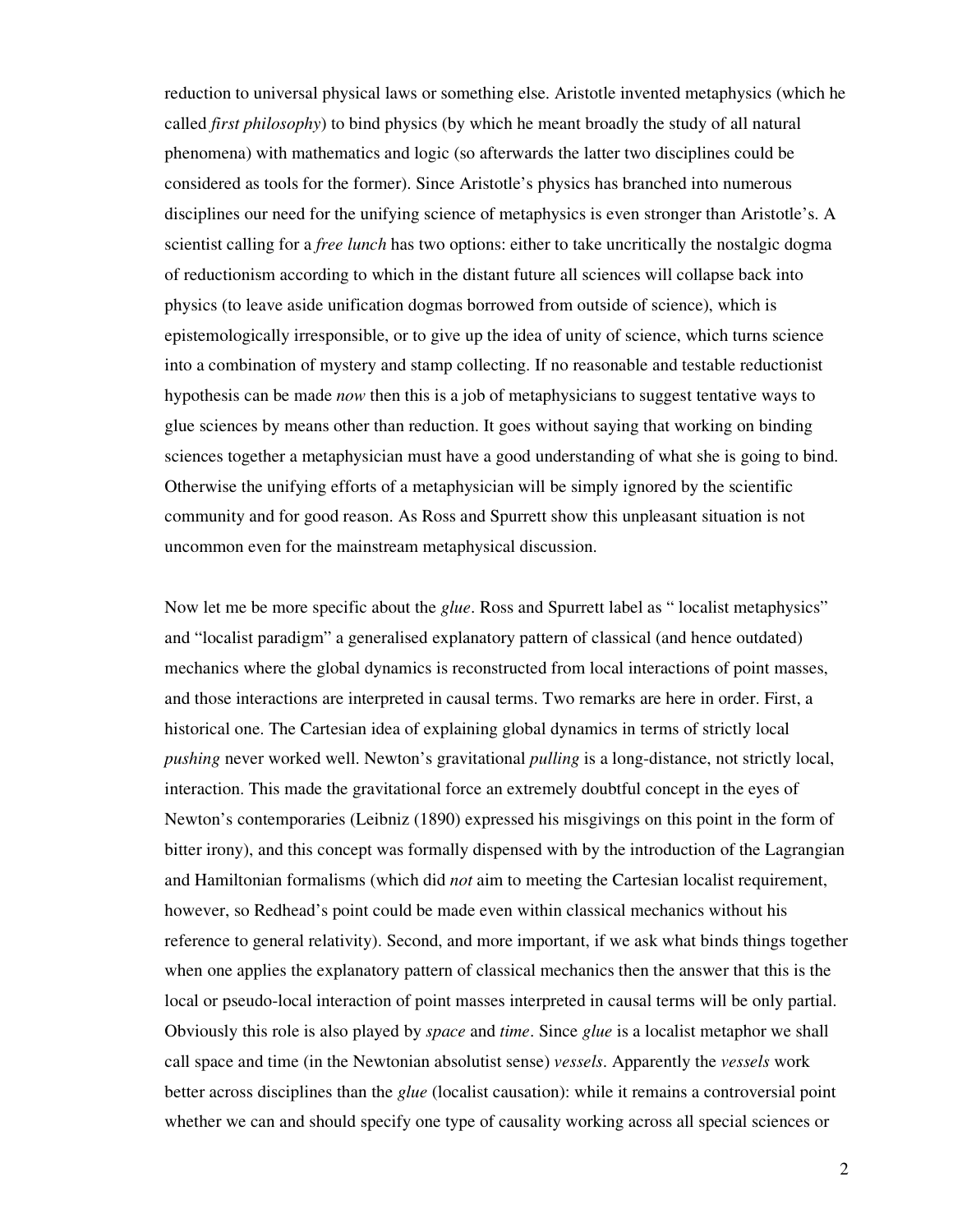reduction to universal physical laws or something else. Aristotle invented metaphysics (which he called *first philosophy*) to bind physics (by which he meant broadly the study of all natural phenomena) with mathematics and logic (so afterwards the latter two disciplines could be considered as tools for the former). Since Aristotle's physics has branched into numerous disciplines our need for the unifying science of metaphysics is even stronger than Aristotle's. A scientist calling for a *free lunch* has two options: either to take uncritically the nostalgic dogma of reductionism according to which in the distant future all sciences will collapse back into physics (to leave aside unification dogmas borrowed from outside of science), which is epistemologically irresponsible, or to give up the idea of unity of science, which turns science into a combination of mystery and stamp collecting. If no reasonable and testable reductionist hypothesis can be made *now* then this is a job of metaphysicians to suggest tentative ways to glue sciences by means other than reduction. It goes without saying that working on binding sciences together a metaphysician must have a good understanding of what she is going to bind. Otherwise the unifying efforts of a metaphysician will be simply ignored by the scientific community and for good reason. As Ross and Spurrett show this unpleasant situation is not uncommon even for the mainstream metaphysical discussion.

Now let me be more specific about the *glue*. Ross and Spurrett label as " localist metaphysics" and "localist paradigm" a generalised explanatory pattern of classical (and hence outdated) mechanics where the global dynamics is reconstructed from local interactions of point masses, and those interactions are interpreted in causal terms. Two remarks are here in order. First, a historical one. The Cartesian idea of explaining global dynamics in terms of strictly local *pushing* never worked well. Newton's gravitational *pulling* is a long-distance, not strictly local, interaction. This made the gravitational force an extremely doubtful concept in the eyes of Newton's contemporaries (Leibniz (1890) expressed his misgivings on this point in the form of bitter irony), and this concept was formally dispensed with by the introduction of the Lagrangian and Hamiltonian formalisms (which did *not* aim to meeting the Cartesian localist requirement, however, so Redhead's point could be made even within classical mechanics without his reference to general relativity). Second, and more important, if we ask what binds things together when one applies the explanatory pattern of classical mechanics then the answer that this is the local or pseudo-local interaction of point masses interpreted in causal terms will be only partial. Obviously this role is also played by *space* and *time*. Since *glue* is a localist metaphor we shall call space and time (in the Newtonian absolutist sense) *vessels*. Apparently the *vessels* work better across disciplines than the *glue* (localist causation): while it remains a controversial point whether we can and should specify one type of causality working across all special sciences or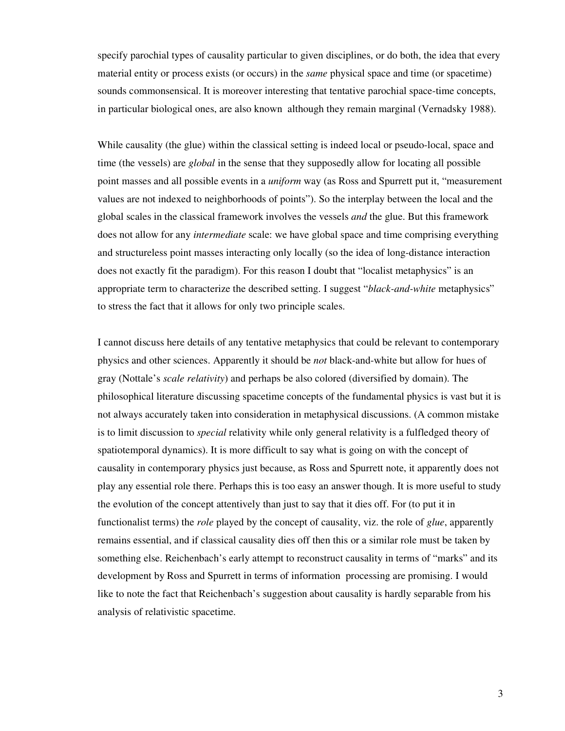specify parochial types of causality particular to given disciplines, or do both, the idea that every material entity or process exists (or occurs) in the *same* physical space and time (or spacetime) sounds commonsensical. It is moreover interesting that tentative parochial space-time concepts, in particular biological ones, are also known although they remain marginal (Vernadsky 1988).

While causality (the glue) within the classical setting is indeed local or pseudo-local, space and time (the vessels) are *global* in the sense that they supposedly allow for locating all possible point masses and all possible events in a *uniform* way (as Ross and Spurrett put it, "measurement values are not indexed to neighborhoods of points"). So the interplay between the local and the global scales in the classical framework involves the vessels *and* the glue. But this framework does not allow for any *intermediate* scale: we have global space and time comprising everything and structureless point masses interacting only locally (so the idea of long-distance interaction does not exactly fit the paradigm). For this reason I doubt that "localist metaphysics" is an appropriate term to characterize the described setting. I suggest "*black-and-white* metaphysics" to stress the fact that it allows for only two principle scales.

I cannot discuss here details of any tentative metaphysics that could be relevant to contemporary physics and other sciences. Apparently it should be *not* black-and-white but allow for hues of gray (Nottale's *scale relativity*) and perhaps be also colored (diversified by domain). The philosophical literature discussing spacetime concepts of the fundamental physics is vast but it is not always accurately taken into consideration in metaphysical discussions. (A common mistake is to limit discussion to *special* relativity while only general relativity is a fulfledged theory of spatiotemporal dynamics). It is more difficult to say what is going on with the concept of causality in contemporary physics just because, as Ross and Spurrett note, it apparently does not play any essential role there. Perhaps this is too easy an answer though. It is more useful to study the evolution of the concept attentively than just to say that it dies off. For (to put it in functionalist terms) the *role* played by the concept of causality, viz. the role of *glue*, apparently remains essential, and if classical causality dies off then this or a similar role must be taken by something else. Reichenbach's early attempt to reconstruct causality in terms of "marks" and its development by Ross and Spurrett in terms of information processing are promising. I would like to note the fact that Reichenbach's suggestion about causality is hardly separable from his analysis of relativistic spacetime.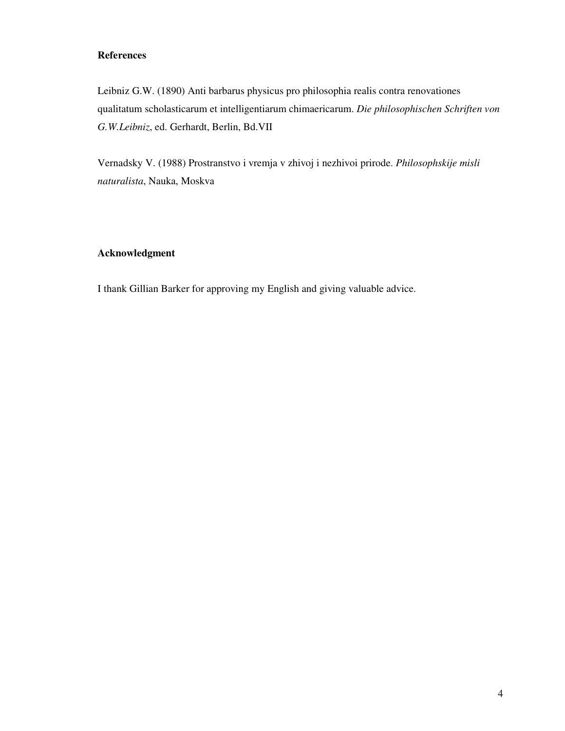**References**

Leibniz G.W. (1890) Anti barbarus physicus pro philosophia realis contra renovationes qualitatum scholasticarum et intelligentiarum chimaericarum. *Die philosophischen Schriften von G.W.Leibniz*, ed. Gerhardt, Berlin, Bd.VII

Vernadsky V. (1988) Prostranstvo i vremja v zhivoj i nezhivoi prirode. *Philosophskije misli naturalista*, Nauka, Moskva

**Acknowledgment**

I thank Gillian Barker for approving my English and giving valuable advice.